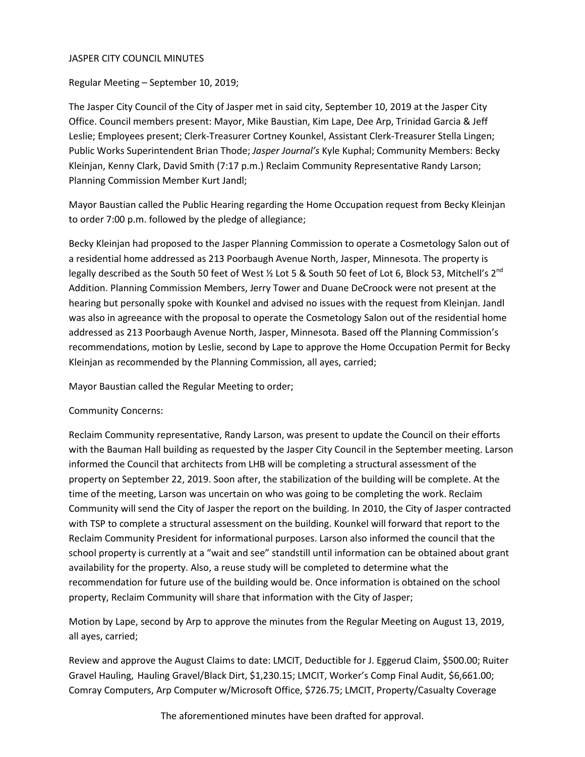# JASPER CITY COUNCIL MINUTES

Regular Meeting – September 10, 2019;

The Jasper City Council of the City of Jasper met in said city, September 10, 2019 at the Jasper City Office. Council members present: Mayor, Mike Baustian, Kim Lape, Dee Arp, Trinidad Garcia & Jeff Leslie; Employees present; Clerk-Treasurer Cortney Kounkel, Assistant Clerk-Treasurer Stella Lingen; Public Works Superintendent Brian Thode; *Jasper Journal's* Kyle Kuphal; Community Members: Becky Kleinjan, Kenny Clark, David Smith (7:17 p.m.) Reclaim Community Representative Randy Larson; Planning Commission Member Kurt Jandl;

Mayor Baustian called the Public Hearing regarding the Home Occupation request from Becky Kleinjan to order 7:00 p.m. followed by the pledge of allegiance;

Becky Kleinjan had proposed to the Jasper Planning Commission to operate a Cosmetology Salon out of a residential home addressed as 213 Poorbaugh Avenue North, Jasper, Minnesota. The property is legally described as the South 50 feet of West ½ Lot 5 & South 50 feet of Lot 6, Block 53, Mitchell's 2nd Addition. Planning Commission Members, Jerry Tower and Duane DeCroock were not present at the hearing but personally spoke with Kounkel and advised no issues with the request from Kleinjan. Jandl was also in agreeance with the proposal to operate the Cosmetology Salon out of the residential home addressed as 213 Poorbaugh Avenue North, Jasper, Minnesota. Based off the Planning Commission's recommendations, motion by Leslie, second by Lape to approve the Home Occupation Permit for Becky Kleinjan as recommended by the Planning Commission, all ayes, carried;

Mayor Baustian called the Regular Meeting to order;

Community Concerns:

Reclaim Community representative, Randy Larson, was present to update the Council on their efforts with the Bauman Hall building as requested by the Jasper City Council in the September meeting. Larson informed the Council that architects from LHB will be completing a structural assessment of the property on September 22, 2019. Soon after, the stabilization of the building will be complete. At the time of the meeting, Larson was uncertain on who was going to be completing the work. Reclaim Community will send the City of Jasper the report on the building. In 2010, the City of Jasper contracted with TSP to complete a structural assessment on the building. Kounkel will forward that report to the Reclaim Community President for informational purposes. Larson also informed the council that the school property is currently at a "wait and see" standstill until information can be obtained about grant availability for the property. Also, a reuse study will be completed to determine what the recommendation for future use of the building would be. Once information is obtained on the school property, Reclaim Community will share that information with the City of Jasper;

Motion by Lape, second by Arp to approve the minutes from the Regular Meeting on August 13, 2019, all ayes, carried;

Review and approve the August Claims to date: LMCIT, Deductible for J. Eggerud Claim, $500.00; Ruiter Gravel Hauling, Hauling Gravel/Black Dirt, $1,230.15; LMCIT, Worker's Comp Final Audit, $6,661.00; Comray Computers, Arp Computer w/Microsoft Office, $726.75; LMCIT, Property/Casualty Coverage

The aforementioned minutes have been drafted for approval.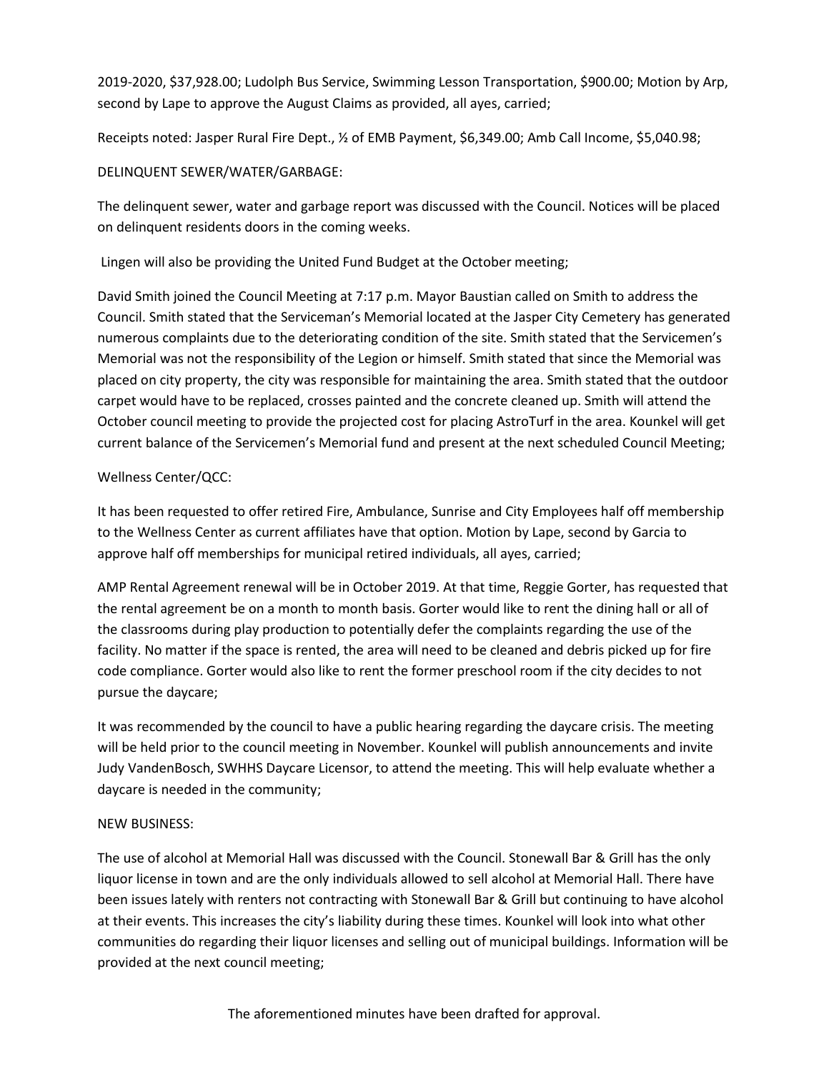2019-2020, $37,928.00; Ludolph Bus Service, Swimming Lesson Transportation, $900.00; Motion by Arp, second by Lape to approve the August Claims as provided, all ayes, carried;

Receipts noted: Jasper Rural Fire Dept., ½ of EMB Payment, $6,349.00; Amb Call Income, $5,040.98;

DELINQUENT SEWER/WATER/GARBAGE:

The delinquent sewer, water and garbage report was discussed with the Council. Notices will be placed on delinquent residents doors in the coming weeks.

Lingen will also be providing the United Fund Budget at the October meeting;

David Smith joined the Council Meeting at 7:17 p.m. Mayor Baustian called on Smith to address the Council. Smith stated that the Serviceman's Memorial located at the Jasper City Cemetery has generated numerous complaints due to the deteriorating condition of the site. Smith stated that the Servicemen's Memorial was not the responsibility of the Legion or himself. Smith stated that since the Memorial was placed on city property, the city was responsible for maintaining the area. Smith stated that the outdoor carpet would have to be replaced, crosses painted and the concrete cleaned up. Smith will attend the October council meeting to provide the projected cost for placing AstroTurf in the area. Kounkel will get current balance of the Servicemen's Memorial fund and present at the next scheduled Council Meeting;

Wellness Center/QCC:

It has been requested to offer retired Fire, Ambulance, Sunrise and City Employees half off membership to the Wellness Center as current affiliates have that option. Motion by Lape, second by Garcia to approve half off memberships for municipal retired individuals, all ayes, carried;

AMP Rental Agreement renewal will be in October 2019. At that time, Reggie Gorter, has requested that the rental agreement be on a month to month basis. Gorter would like to rent the dining hall or all of the classrooms during play production to potentially defer the complaints regarding the use of the facility. No matter if the space is rented, the area will need to be cleaned and debris picked up for fire code compliance. Gorter would also like to rent the former preschool room if the city decides to not pursue the daycare;

It was recommended by the council to have a public hearing regarding the daycare crisis. The meeting will be held prior to the council meeting in November. Kounkel will publish announcements and invite Judy VandenBosch, SWHHS Daycare Licensor, to attend the meeting. This will help evaluate whether a daycare is needed in the community;

NEW BUSINESS:

The use of alcohol at Memorial Hall was discussed with the Council. Stonewall Bar & Grill has the only liquor license in town and are the only individuals allowed to sell alcohol at Memorial Hall. There have been issues lately with renters not contracting with Stonewall Bar & Grill but continuing to have alcohol at their events. This increases the city's liability during these times. Kounkel will look into what other communities do regarding their liquor licenses and selling out of municipal buildings. Information will be provided at the next council meeting;

The aforementioned minutes have been drafted for approval.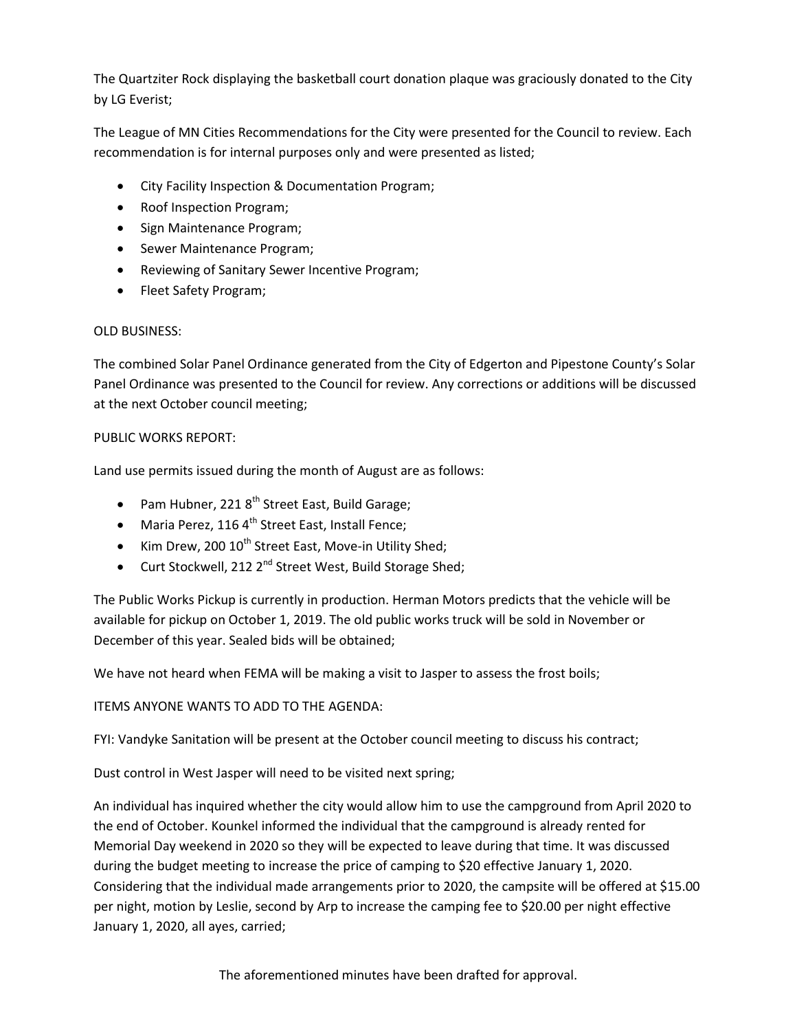The Quartziter Rock displaying the basketball court donation plaque was graciously donated to the City by LG Everist;

The League of MN Cities Recommendations for the City were presented for the Council to review. Each recommendation is for internal purposes only and were presented as listed;

- City Facility Inspection & Documentation Program;
- Roof Inspection Program;
- Sign Maintenance Program;
- Sewer Maintenance Program;
- Reviewing of Sanitary Sewer Incentive Program;
- Fleet Safety Program;

OLD BUSINESS:

The combined Solar Panel Ordinance generated from the City of Edgerton and Pipestone County's Solar Panel Ordinance was presented to the Council for review. Any corrections or additions will be discussed at the next October council meeting;

PUBLIC WORKS REPORT:

Land use permits issued during the month of August are as follows:

- Pam Hubner, 221 8th Street East, Build Garage;
- Maria Perez, 116 4th Street East, Install Fence;
- Kim Drew, 200 10th Street East, Move-in Utility Shed;
- Curt Stockwell, 212 2nd Street West, Build Storage Shed;

The Public Works Pickup is currently in production. Herman Motors predicts that the vehicle will be available for pickup on October 1, 2019. The old public works truck will be sold in November or December of this year. Sealed bids will be obtained;

We have not heard when FEMA will be making a visit to Jasper to assess the frost boils;

ITEMS ANYONE WANTS TO ADD TO THE AGENDA:

FYI: Vandyke Sanitation will be present at the October council meeting to discuss his contract;

Dust control in West Jasper will need to be visited next spring;

An individual has inquired whether the city would allow him to use the campground from April 2020 to the end of October. Kounkel informed the individual that the campground is already rented for Memorial Day weekend in 2020 so they will be expected to leave during that time. It was discussed during the budget meeting to increase the price of camping to $20 effective January 1, 2020. Considering that the individual made arrangements prior to 2020, the campsite will be offered at $15.00 per night, motion by Leslie, second by Arp to increase the camping fee to $20.00 per night effective January 1, 2020, all ayes, carried;

The aforementioned minutes have been drafted for approval.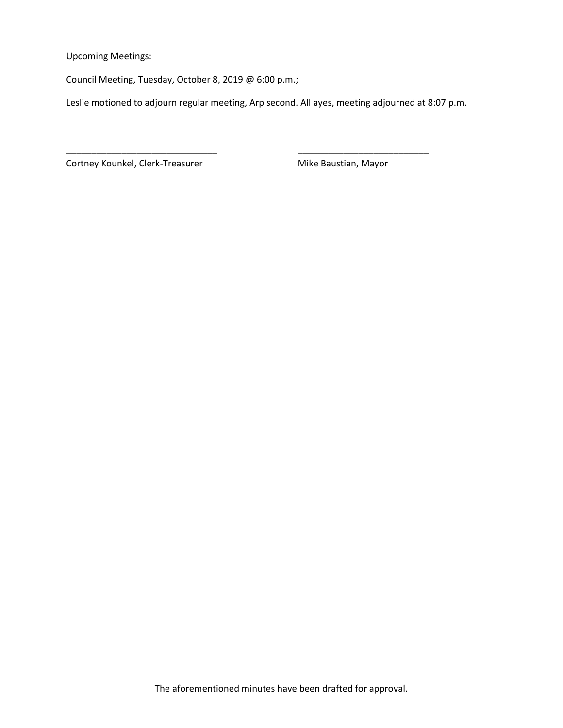Upcoming Meetings:

Council Meeting, Tuesday, October 8, 2019 @ 6:00 p.m.;

Leslie motioned to adjourn regular meeting, Arp second. All ayes, meeting adjourned at 8:07 p.m.

______________________________ ______________________________

Cortney Kounkel, Clerk-Treasurer Mike Baustian, Mayor

The aforementioned minutes have been drafted for approval.